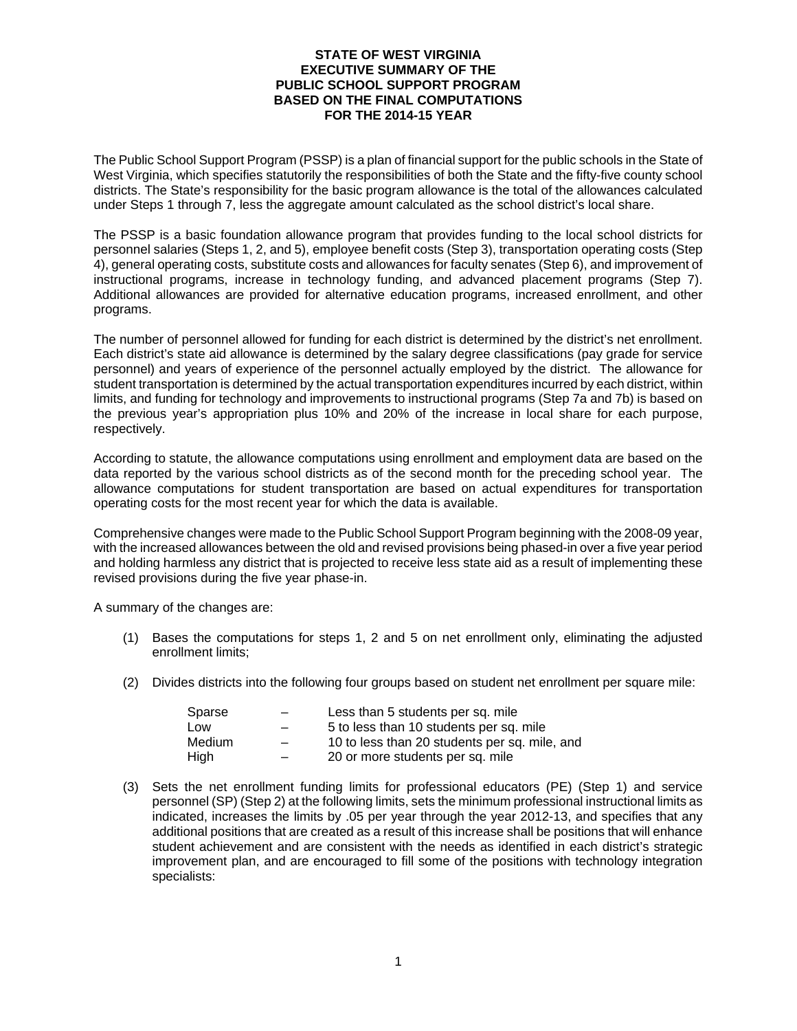# STATE OF WEST VIRGINIA
# EXECUTIVE SUMMARY OF THE
# PUBLIC SCHOOL SUPPORT PROGRAM
# BASED ON THE FINAL COMPUTATIONS
# FOR THE 2014-15 YEAR

The Public School Support Program (PSSP) is a plan of financial support for the public schools in the State of West Virginia, which specifies statutorily the responsibilities of both the State and the fifty-five county school districts. The State's responsibility for the basic program allowance is the total of the allowances calculated under Steps 1 through 7, less the aggregate amount calculated as the school district's local share.

The PSSP is a basic foundation allowance program that provides funding to the local school districts for personnel salaries (Steps 1, 2, and 5), employee benefit costs (Step 3), transportation operating costs (Step 4), general operating costs, substitute costs and allowances for faculty senates (Step 6), and improvement of instructional programs, increase in technology funding, and advanced placement programs (Step 7). Additional allowances are provided for alternative education programs, increased enrollment, and other programs.

The number of personnel allowed for funding for each district is determined by the district's net enrollment. Each district's state aid allowance is determined by the salary degree classifications (pay grade for service personnel) and years of experience of the personnel actually employed by the district. The allowance for student transportation is determined by the actual transportation expenditures incurred by each district, within limits, and funding for technology and improvements to instructional programs (Step 7a and 7b) is based on the previous year's appropriation plus 10% and 20% of the increase in local share for each purpose, respectively.

According to statute, the allowance computations using enrollment and employment data are based on the data reported by the various school districts as of the second month for the preceding school year. The allowance computations for student transportation are based on actual expenditures for transportation operating costs for the most recent year for which the data is available.

Comprehensive changes were made to the Public School Support Program beginning with the 2008-09 year, with the increased allowances between the old and revised provisions being phased-in over a five year period and holding harmless any district that is projected to receive less state aid as a result of implementing these revised provisions during the five year phase-in.

A summary of the changes are:

(1) Bases the computations for steps 1, 2 and 5 on net enrollment only, eliminating the adjusted enrollment limits;

(2) Divides districts into the following four groups based on student net enrollment per square mile:

| | | |
|---|---|---|
| Sparse | – | Less than 5 students per sq. mile |
| Low | – | 5 to less than 10 students per sq. mile |
| Medium | – | 10 to less than 20 students per sq. mile, and |
| High | – | 20 or more students per sq. mile |

(3) Sets the net enrollment funding limits for professional educators (PE) (Step 1) and service personnel (SP) (Step 2) at the following limits, sets the minimum professional instructional limits as indicated, increases the limits by .05 per year through the year 2012-13, and specifies that any additional positions that are created as a result of this increase shall be positions that will enhance student achievement and are consistent with the needs as identified in each district's strategic improvement plan, and are encouraged to fill some of the positions with technology integration specialists: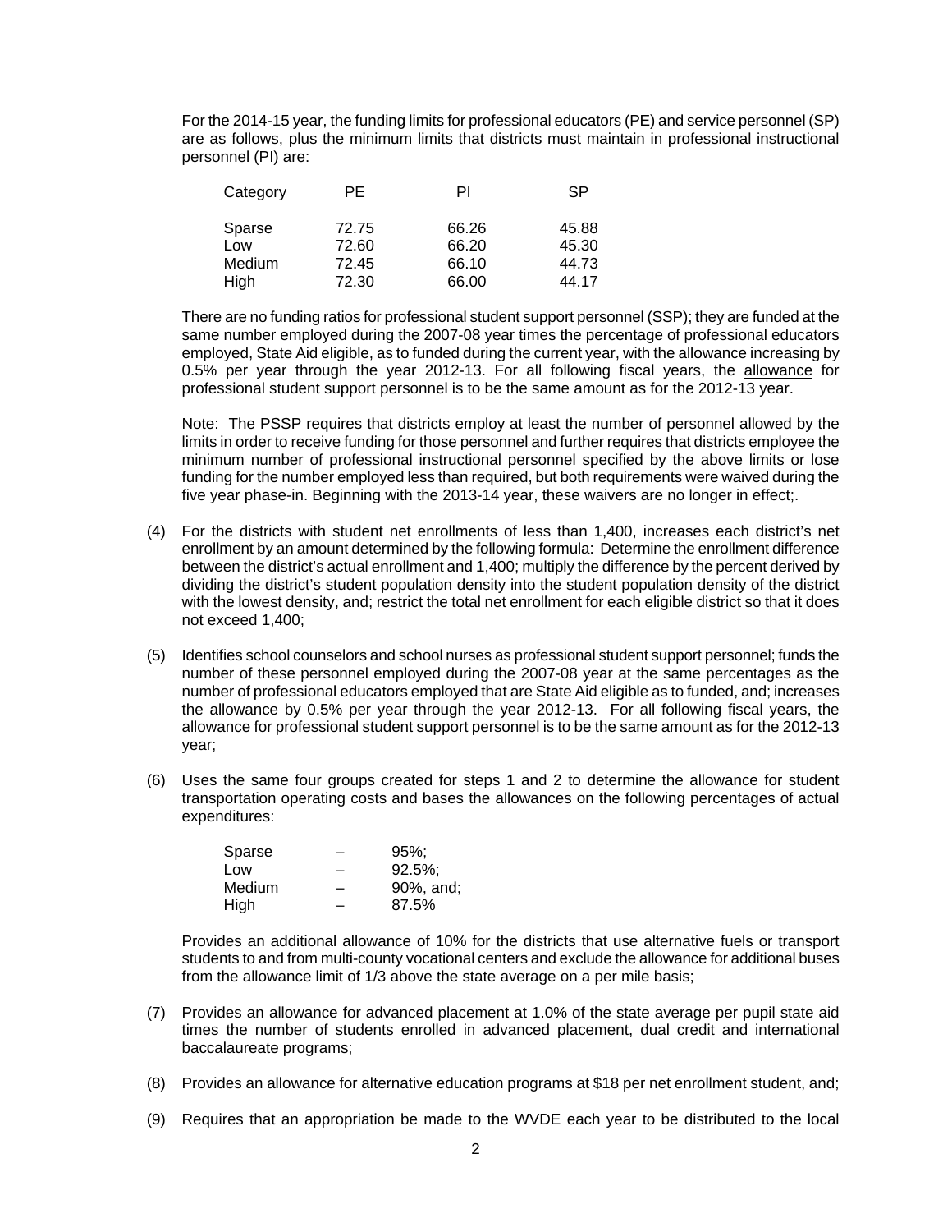For the 2014-15 year, the funding limits for professional educators (PE) and service personnel (SP) are as follows, plus the minimum limits that districts must maintain in professional instructional personnel (PI) are:

| Category | PE | PI | SP |
|---|---|---|---|
| Sparse | 72.75 | 66.26 | 45.88 |
| Low | 72.60 | 66.20 | 45.30 |
| Medium | 72.45 | 66.10 | 44.73 |
| High | 72.30 | 66.00 | 44.17 |

There are no funding ratios for professional student support personnel (SSP); they are funded at the same number employed during the 2007-08 year times the percentage of professional educators employed, State Aid eligible, as to funded during the current year, with the allowance increasing by 0.5% per year through the year 2012-13. For all following fiscal years, the allowance for professional student support personnel is to be the same amount as for the 2012-13 year.

Note: The PSSP requires that districts employ at least the number of personnel allowed by the limits in order to receive funding for those personnel and further requires that districts employee the minimum number of professional instructional personnel specified by the above limits or lose funding for the number employed less than required, but both requirements were waived during the five year phase-in. Beginning with the 2013-14 year, these waivers are no longer in effect;.

(4) For the districts with student net enrollments of less than 1,400, increases each district's net enrollment by an amount determined by the following formula: Determine the enrollment difference between the district's actual enrollment and 1,400; multiply the difference by the percent derived by dividing the district's student population density into the student population density of the district with the lowest density, and; restrict the total net enrollment for each eligible district so that it does not exceed 1,400;

(5) Identifies school counselors and school nurses as professional student support personnel; funds the number of these personnel employed during the 2007-08 year at the same percentages as the number of professional educators employed that are State Aid eligible as to funded, and; increases the allowance by 0.5% per year through the year 2012-13. For all following fiscal years, the allowance for professional student support personnel is to be the same amount as for the 2012-13 year;

(6) Uses the same four groups created for steps 1 and 2 to determine the allowance for student transportation operating costs and bases the allowances on the following percentages of actual expenditures:

| | | |
|---|---|---|
| Sparse | – | 95%; |
| Low | – | 92.5%; |
| Medium | – | 90%, and; |
| High | – | 87.5% |

Provides an additional allowance of 10% for the districts that use alternative fuels or transport students to and from multi-county vocational centers and exclude the allowance for additional buses from the allowance limit of 1/3 above the state average on a per mile basis;

(7) Provides an allowance for advanced placement at 1.0% of the state average per pupil state aid times the number of students enrolled in advanced placement, dual credit and international baccalaureate programs;

(8) Provides an allowance for alternative education programs at $18 per net enrollment student, and;

(9) Requires that an appropriation be made to the WVDE each year to be distributed to the local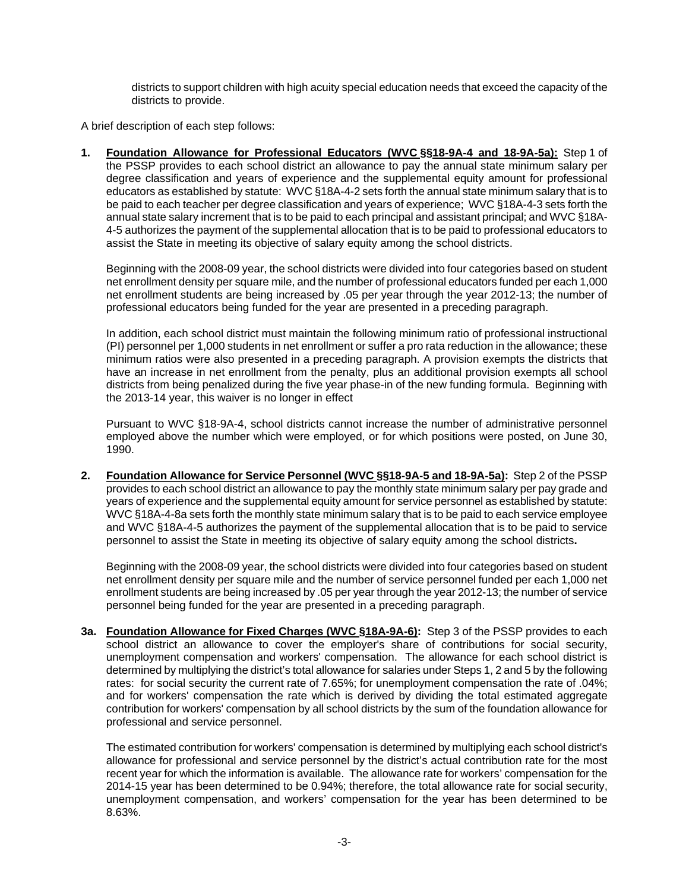districts to support children with high acuity special education needs that exceed the capacity of the districts to provide.

A brief description of each step follows:

**1. Foundation Allowance for Professional Educators (WVC §§18-9A-4 and 18-9A-5a):** Step 1 of the PSSP provides to each school district an allowance to pay the annual state minimum salary per degree classification and years of experience and the supplemental equity amount for professional educators as established by statute: WVC §18A-4-2 sets forth the annual state minimum salary that is to be paid to each teacher per degree classification and years of experience; WVC §18A-4-3 sets forth the annual state salary increment that is to be paid to each principal and assistant principal; and WVC §18A-4-5 authorizes the payment of the supplemental allocation that is to be paid to professional educators to assist the State in meeting its objective of salary equity among the school districts.

Beginning with the 2008-09 year, the school districts were divided into four categories based on student net enrollment density per square mile, and the number of professional educators funded per each 1,000 net enrollment students are being increased by .05 per year through the year 2012-13; the number of professional educators being funded for the year are presented in a preceding paragraph.

In addition, each school district must maintain the following minimum ratio of professional instructional (PI) personnel per 1,000 students in net enrollment or suffer a pro rata reduction in the allowance; these minimum ratios were also presented in a preceding paragraph. A provision exempts the districts that have an increase in net enrollment from the penalty, plus an additional provision exempts all school districts from being penalized during the five year phase-in of the new funding formula. Beginning with the 2013-14 year, this waiver is no longer in effect

Pursuant to WVC §18-9A-4, school districts cannot increase the number of administrative personnel employed above the number which were employed, or for which positions were posted, on June 30, 1990.

**2. Foundation Allowance for Service Personnel (WVC §§18-9A-5 and 18-9A-5a):** Step 2 of the PSSP provides to each school district an allowance to pay the monthly state minimum salary per pay grade and years of experience and the supplemental equity amount for service personnel as established by statute: WVC §18A-4-8a sets forth the monthly state minimum salary that is to be paid to each service employee and WVC §18A-4-5 authorizes the payment of the supplemental allocation that is to be paid to service personnel to assist the State in meeting its objective of salary equity among the school districts.

Beginning with the 2008-09 year, the school districts were divided into four categories based on student net enrollment density per square mile and the number of service personnel funded per each 1,000 net enrollment students are being increased by .05 per year through the year 2012-13; the number of service personnel being funded for the year are presented in a preceding paragraph.

**3a. Foundation Allowance for Fixed Charges (WVC §18A-9A-6):** Step 3 of the PSSP provides to each school district an allowance to cover the employer's share of contributions for social security, unemployment compensation and workers' compensation. The allowance for each school district is determined by multiplying the district's total allowance for salaries under Steps 1, 2 and 5 by the following rates: for social security the current rate of 7.65%; for unemployment compensation the rate of .04%; and for workers' compensation the rate which is derived by dividing the total estimated aggregate contribution for workers' compensation by all school districts by the sum of the foundation allowance for professional and service personnel.

The estimated contribution for workers' compensation is determined by multiplying each school district's allowance for professional and service personnel by the district's actual contribution rate for the most recent year for which the information is available. The allowance rate for workers' compensation for the 2014-15 year has been determined to be 0.94%; therefore, the total allowance rate for social security, unemployment compensation, and workers' compensation for the year has been determined to be 8.63%.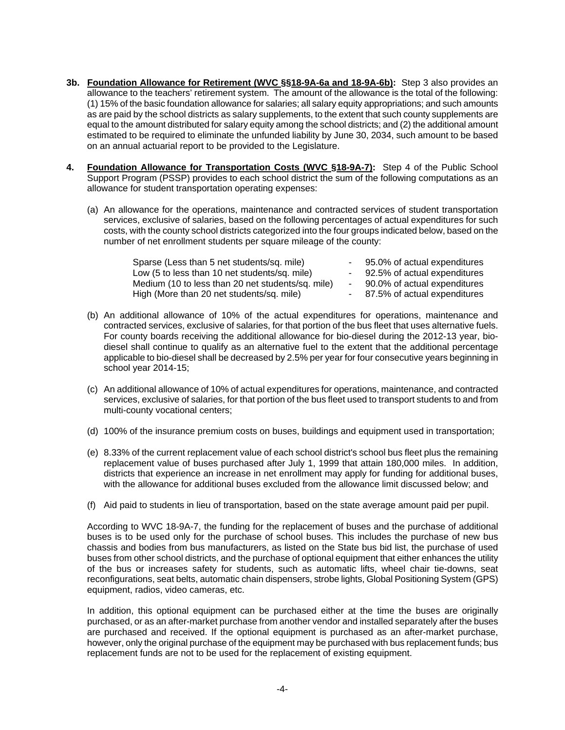**3b. Foundation Allowance for Retirement (WVC §§18-9A-6a and 18-9A-6b):** Step 3 also provides an allowance to the teachers' retirement system. The amount of the allowance is the total of the following: (1) 15% of the basic foundation allowance for salaries; all salary equity appropriations; and such amounts as are paid by the school districts as salary supplements, to the extent that such county supplements are equal to the amount distributed for salary equity among the school districts; and (2) the additional amount estimated to be required to eliminate the unfunded liability by June 30, 2034, such amount to be based on an annual actuarial report to be provided to the Legislature.

**4. Foundation Allowance for Transportation Costs (WVC §18-9A-7):** Step 4 of the Public School Support Program (PSSP) provides to each school district the sum of the following computations as an allowance for student transportation operating expenses:

(a) An allowance for the operations, maintenance and contracted services of student transportation services, exclusive of salaries, based on the following percentages of actual expenditures for such costs, with the county school districts categorized into the four groups indicated below, based on the number of net enrollment students per square mileage of the county:

| | | |
|---|---|---|
| Sparse (Less than 5 net students/sq. mile) | - | 95.0% of actual expenditures |
| Low (5 to less than 10 net students/sq. mile) | - | 92.5% of actual expenditures |
| Medium (10 to less than 20 net students/sq. mile) | - | 90.0% of actual expenditures |
| High (More than 20 net students/sq. mile) | - | 87.5% of actual expenditures |

(b) An additional allowance of 10% of the actual expenditures for operations, maintenance and contracted services, exclusive of salaries, for that portion of the bus fleet that uses alternative fuels. For county boards receiving the additional allowance for bio-diesel during the 2012-13 year, bio-diesel shall continue to qualify as an alternative fuel to the extent that the additional percentage applicable to bio-diesel shall be decreased by 2.5% per year for four consecutive years beginning in school year 2014-15;

(c) An additional allowance of 10% of actual expenditures for operations, maintenance, and contracted services, exclusive of salaries, for that portion of the bus fleet used to transport students to and from multi-county vocational centers;

(d) 100% of the insurance premium costs on buses, buildings and equipment used in transportation;

(e) 8.33% of the current replacement value of each school district's school bus fleet plus the remaining replacement value of buses purchased after July 1, 1999 that attain 180,000 miles. In addition, districts that experience an increase in net enrollment may apply for funding for additional buses, with the allowance for additional buses excluded from the allowance limit discussed below; and

(f) Aid paid to students in lieu of transportation, based on the state average amount paid per pupil.

According to WVC 18-9A-7, the funding for the replacement of buses and the purchase of additional buses is to be used only for the purchase of school buses. This includes the purchase of new bus chassis and bodies from bus manufacturers, as listed on the State bus bid list, the purchase of used buses from other school districts, and the purchase of optional equipment that either enhances the utility of the bus or increases safety for students, such as automatic lifts, wheel chair tie-downs, seat reconfigurations, seat belts, automatic chain dispensers, strobe lights, Global Positioning System (GPS) equipment, radios, video cameras, etc.

In addition, this optional equipment can be purchased either at the time the buses are originally purchased, or as an after-market purchase from another vendor and installed separately after the buses are purchased and received. If the optional equipment is purchased as an after-market purchase, however, only the original purchase of the equipment may be purchased with bus replacement funds; bus replacement funds are not to be used for the replacement of existing equipment.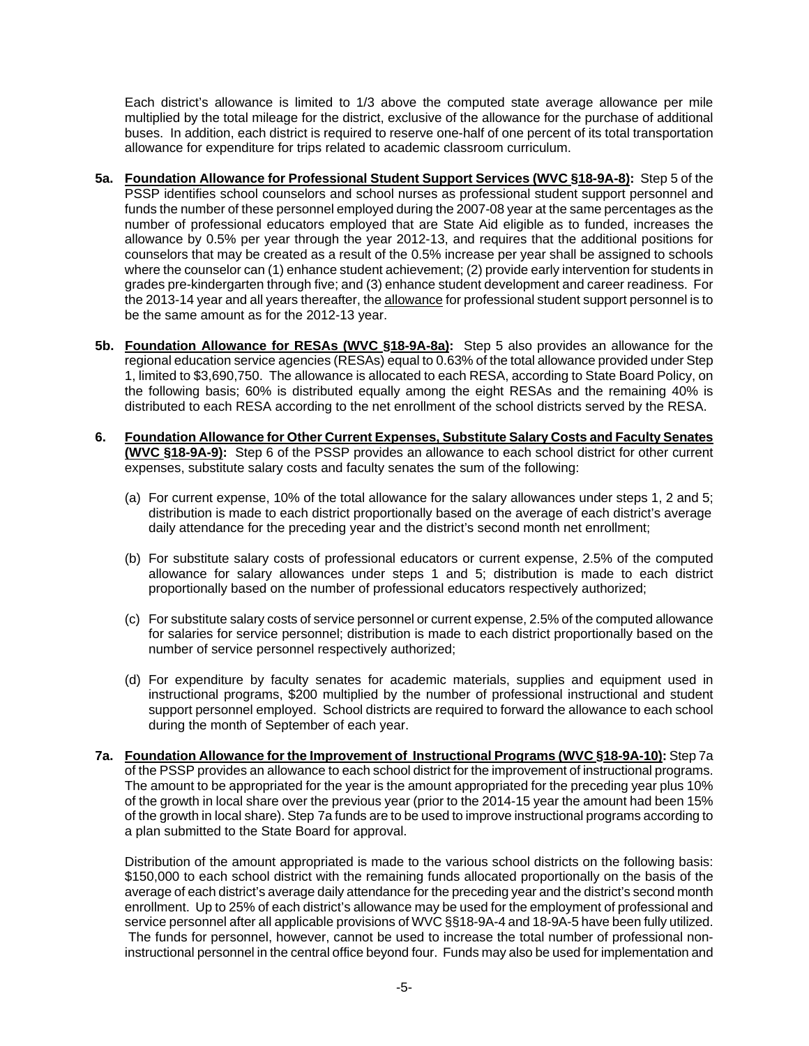Each district's allowance is limited to 1/3 above the computed state average allowance per mile multiplied by the total mileage for the district, exclusive of the allowance for the purchase of additional buses. In addition, each district is required to reserve one-half of one percent of its total transportation allowance for expenditure for trips related to academic classroom curriculum.

**5a. <u>Foundation Allowance for Professional Student Support Services (WVC §18-9A-8)</u>:** Step 5 of the PSSP identifies school counselors and school nurses as professional student support personnel and funds the number of these personnel employed during the 2007-08 year at the same percentages as the number of professional educators employed that are State Aid eligible as to funded, increases the allowance by 0.5% per year through the year 2012-13, and requires that the additional positions for counselors that may be created as a result of the 0.5% increase per year shall be assigned to schools where the counselor can (1) enhance student achievement; (2) provide early intervention for students in grades pre-kindergarten through five; and (3) enhance student development and career readiness. For the 2013-14 year and all years thereafter, the <u>allowance</u> for professional student support personnel is to be the same amount as for the 2012-13 year.

**5b. <u>Foundation Allowance for RESAs (WVC §18-9A-8a)</u>:** Step 5 also provides an allowance for the regional education service agencies (RESAs) equal to 0.63% of the total allowance provided under Step 1, limited to $3,690,750. The allowance is allocated to each RESA, according to State Board Policy, on the following basis; 60% is distributed equally among the eight RESAs and the remaining 40% is distributed to each RESA according to the net enrollment of the school districts served by the RESA.

**6. <u>Foundation Allowance for Other Current Expenses, Substitute Salary Costs and Faculty Senates (WVC §18-9A-9)</u>:** Step 6 of the PSSP provides an allowance to each school district for other current expenses, substitute salary costs and faculty senates the sum of the following:

(a) For current expense, 10% of the total allowance for the salary allowances under steps 1, 2 and 5; distribution is made to each district proportionally based on the average of each district's average daily attendance for the preceding year and the district's second month net enrollment;

(b) For substitute salary costs of professional educators or current expense, 2.5% of the computed allowance for salary allowances under steps 1 and 5; distribution is made to each district proportionally based on the number of professional educators respectively authorized;

(c) For substitute salary costs of service personnel or current expense, 2.5% of the computed allowance for salaries for service personnel; distribution is made to each district proportionally based on the number of service personnel respectively authorized;

(d) For expenditure by faculty senates for academic materials, supplies and equipment used in instructional programs, $200 multiplied by the number of professional instructional and student support personnel employed. School districts are required to forward the allowance to each school during the month of September of each year.

**7a. <u>Foundation Allowance for the Improvement of Instructional Programs (WVC §18-9A-10)</u>:** Step 7a of the PSSP provides an allowance to each school district for the improvement of instructional programs. The amount to be appropriated for the year is the amount appropriated for the preceding year plus 10% of the growth in local share over the previous year (prior to the 2014-15 year the amount had been 15% of the growth in local share). Step 7a funds are to be used to improve instructional programs according to a plan submitted to the State Board for approval.

Distribution of the amount appropriated is made to the various school districts on the following basis: $150,000 to each school district with the remaining funds allocated proportionally on the basis of the average of each district's average daily attendance for the preceding year and the district's second month enrollment. Up to 25% of each district's allowance may be used for the employment of professional and service personnel after all applicable provisions of WVC §§18-9A-4 and 18-9A-5 have been fully utilized. The funds for personnel, however, cannot be used to increase the total number of professional non-instructional personnel in the central office beyond four. Funds may also be used for implementation and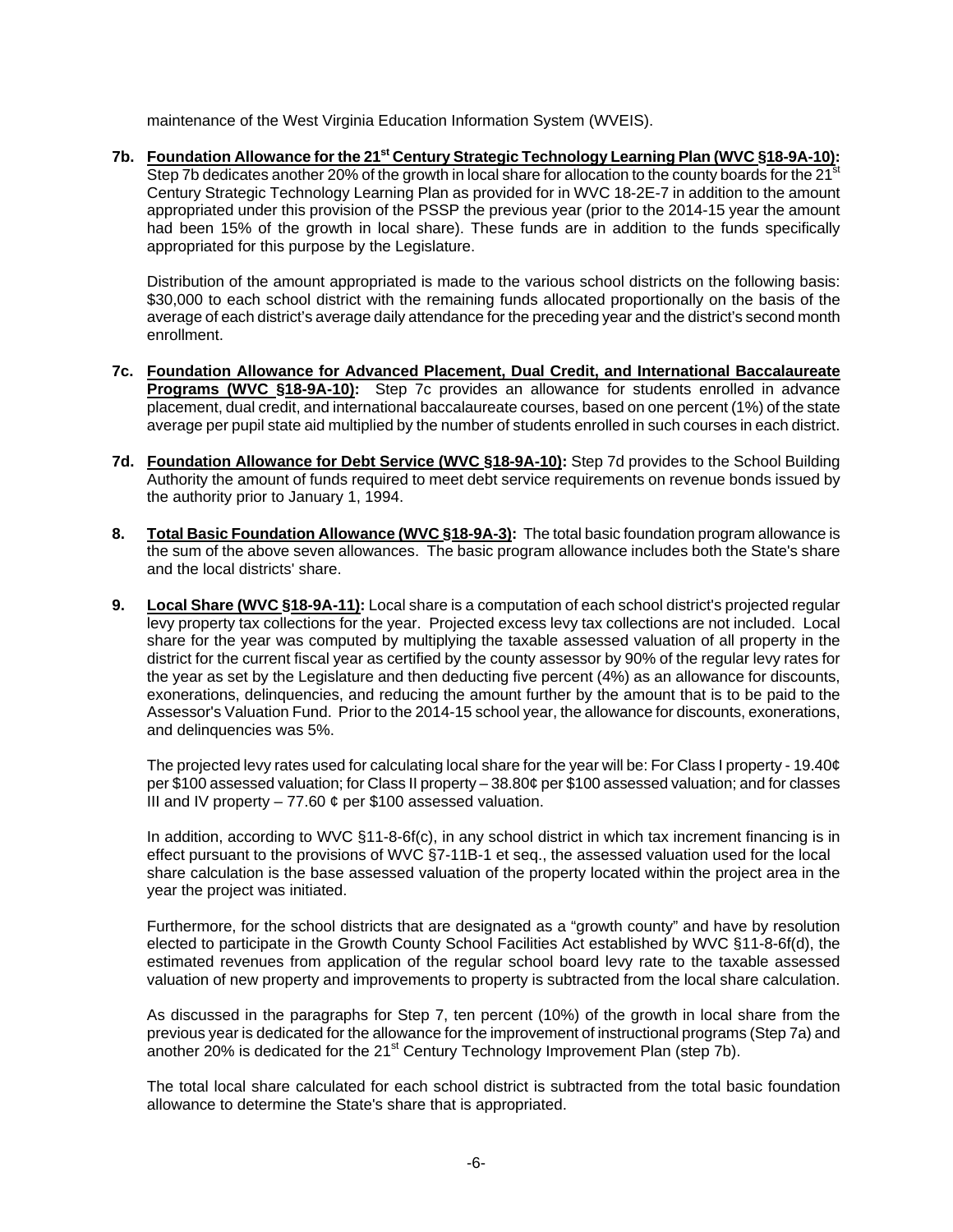maintenance of the West Virginia Education Information System (WVEIS).

**7b. Foundation Allowance for the 21st Century Strategic Technology Learning Plan (WVC §18-9A-10):** Step 7b dedicates another 20% of the growth in local share for allocation to the county boards for the 21st Century Strategic Technology Learning Plan as provided for in WVC 18-2E-7 in addition to the amount appropriated under this provision of the PSSP the previous year (prior to the 2014-15 year the amount had been 15% of the growth in local share). These funds are in addition to the funds specifically appropriated for this purpose by the Legislature.

Distribution of the amount appropriated is made to the various school districts on the following basis: $30,000 to each school district with the remaining funds allocated proportionally on the basis of the average of each district's average daily attendance for the preceding year and the district's second month enrollment.

**7c. Foundation Allowance for Advanced Placement, Dual Credit, and International Baccalaureate Programs (WVC §18-9A-10):** Step 7c provides an allowance for students enrolled in advance placement, dual credit, and international baccalaureate courses, based on one percent (1%) of the state average per pupil state aid multiplied by the number of students enrolled in such courses in each district.

**7d. Foundation Allowance for Debt Service (WVC §18-9A-10):** Step 7d provides to the School Building Authority the amount of funds required to meet debt service requirements on revenue bonds issued by the authority prior to January 1, 1994.

**8. Total Basic Foundation Allowance (WVC §18-9A-3):** The total basic foundation program allowance is the sum of the above seven allowances. The basic program allowance includes both the State's share and the local districts' share.

**9. Local Share (WVC §18-9A-11):** Local share is a computation of each school district's projected regular levy property tax collections for the year. Projected excess levy tax collections are not included. Local share for the year was computed by multiplying the taxable assessed valuation of all property in the district for the current fiscal year as certified by the county assessor by 90% of the regular levy rates for the year as set by the Legislature and then deducting five percent (4%) as an allowance for discounts, exonerations, delinquencies, and reducing the amount further by the amount that is to be paid to the Assessor's Valuation Fund. Prior to the 2014-15 school year, the allowance for discounts, exonerations, and delinquencies was 5%.

The projected levy rates used for calculating local share for the year will be: For Class I property - 19.40¢ per $100 assessed valuation; for Class II property – 38.80¢ per $100 assessed valuation; and for classes III and IV property – 77.60 ¢ per $100 assessed valuation.

In addition, according to WVC §11-8-6f(c), in any school district in which tax increment financing is in effect pursuant to the provisions of WVC §7-11B-1 et seq., the assessed valuation used for the local share calculation is the base assessed valuation of the property located within the project area in the year the project was initiated.

Furthermore, for the school districts that are designated as a "growth county" and have by resolution elected to participate in the Growth County School Facilities Act established by WVC §11-8-6f(d), the estimated revenues from application of the regular school board levy rate to the taxable assessed valuation of new property and improvements to property is subtracted from the local share calculation.

As discussed in the paragraphs for Step 7, ten percent (10%) of the growth in local share from the previous year is dedicated for the allowance for the improvement of instructional programs (Step 7a) and another 20% is dedicated for the 21st Century Technology Improvement Plan (step 7b).

The total local share calculated for each school district is subtracted from the total basic foundation allowance to determine the State's share that is appropriated.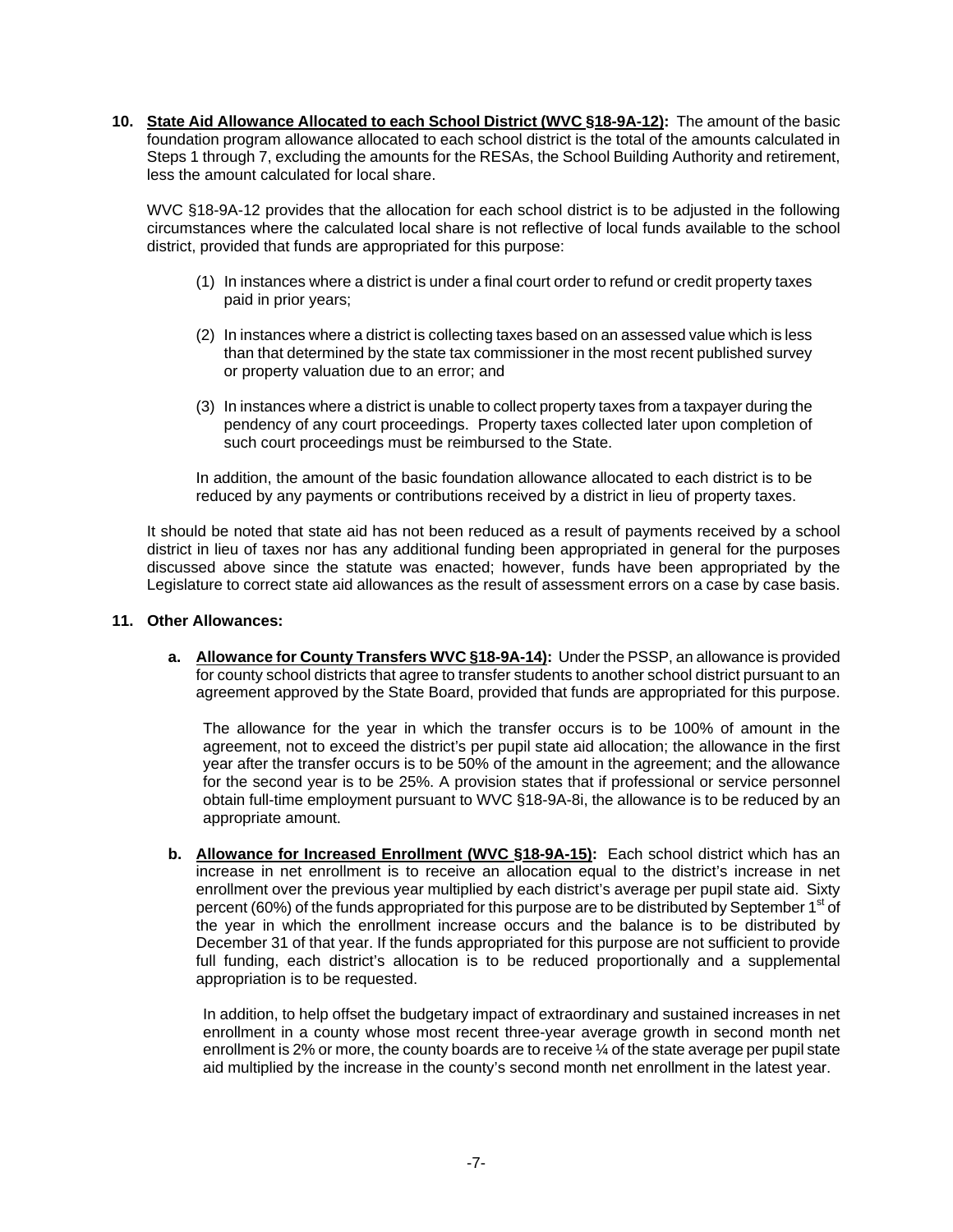**10. State Aid Allowance Allocated to each School District (WVC §18-9A-12):** The amount of the basic foundation program allowance allocated to each school district is the total of the amounts calculated in Steps 1 through 7, excluding the amounts for the RESAs, the School Building Authority and retirement, less the amount calculated for local share.

WVC §18-9A-12 provides that the allocation for each school district is to be adjusted in the following circumstances where the calculated local share is not reflective of local funds available to the school district, provided that funds are appropriated for this purpose:

(1) In instances where a district is under a final court order to refund or credit property taxes paid in prior years;

(2) In instances where a district is collecting taxes based on an assessed value which is less than that determined by the state tax commissioner in the most recent published survey or property valuation due to an error; and

(3) In instances where a district is unable to collect property taxes from a taxpayer during the pendency of any court proceedings. Property taxes collected later upon completion of such court proceedings must be reimbursed to the State.

In addition, the amount of the basic foundation allowance allocated to each district is to be reduced by any payments or contributions received by a district in lieu of property taxes.

It should be noted that state aid has not been reduced as a result of payments received by a school district in lieu of taxes nor has any additional funding been appropriated in general for the purposes discussed above since the statute was enacted; however, funds have been appropriated by the Legislature to correct state aid allowances as the result of assessment errors on a case by case basis.

**11. Other Allowances:**

**a. Allowance for County Transfers WVC §18-9A-14):** Under the PSSP, an allowance is provided for county school districts that agree to transfer students to another school district pursuant to an agreement approved by the State Board, provided that funds are appropriated for this purpose.

The allowance for the year in which the transfer occurs is to be 100% of amount in the agreement, not to exceed the district's per pupil state aid allocation; the allowance in the first year after the transfer occurs is to be 50% of the amount in the agreement; and the allowance for the second year is to be 25%. A provision states that if professional or service personnel obtain full-time employment pursuant to WVC §18-9A-8i, the allowance is to be reduced by an appropriate amount.

**b. Allowance for Increased Enrollment (WVC §18-9A-15):** Each school district which has an increase in net enrollment is to receive an allocation equal to the district's increase in net enrollment over the previous year multiplied by each district's average per pupil state aid. Sixty percent (60%) of the funds appropriated for this purpose are to be distributed by September 1st of the year in which the enrollment increase occurs and the balance is to be distributed by December 31 of that year. If the funds appropriated for this purpose are not sufficient to provide full funding, each district's allocation is to be reduced proportionally and a supplemental appropriation is to be requested.

In addition, to help offset the budgetary impact of extraordinary and sustained increases in net enrollment in a county whose most recent three-year average growth in second month net enrollment is 2% or more, the county boards are to receive ¼ of the state average per pupil state aid multiplied by the increase in the county's second month net enrollment in the latest year.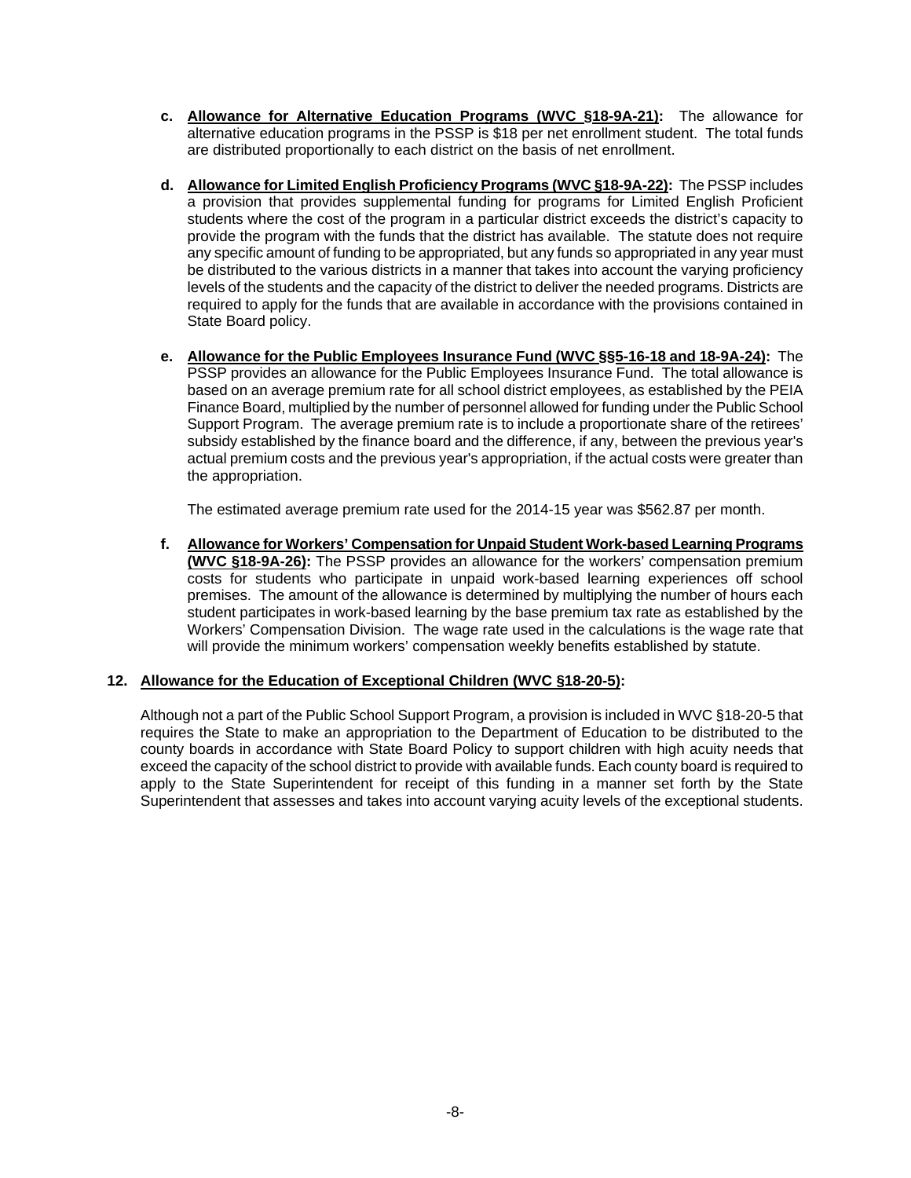c. **<u>Allowance for Alternative Education Programs (WVC §18-9A-21):</u>** The allowance for alternative education programs in the PSSP is $18 per net enrollment student. The total funds are distributed proportionally to each district on the basis of net enrollment.

d. **<u>Allowance for Limited English Proficiency Programs (WVC §18-9A-22):</u>** The PSSP includes a provision that provides supplemental funding for programs for Limited English Proficient students where the cost of the program in a particular district exceeds the district's capacity to provide the program with the funds that the district has available. The statute does not require any specific amount of funding to be appropriated, but any funds so appropriated in any year must be distributed to the various districts in a manner that takes into account the varying proficiency levels of the students and the capacity of the district to deliver the needed programs. Districts are required to apply for the funds that are available in accordance with the provisions contained in State Board policy.

e. **<u>Allowance for the Public Employees Insurance Fund (WVC §§5-16-18 and 18-9A-24):</u>** The PSSP provides an allowance for the Public Employees Insurance Fund. The total allowance is based on an average premium rate for all school district employees, as established by the PEIA Finance Board, multiplied by the number of personnel allowed for funding under the Public School Support Program. The average premium rate is to include a proportionate share of the retirees' subsidy established by the finance board and the difference, if any, between the previous year's actual premium costs and the previous year's appropriation, if the actual costs were greater than the appropriation.

   The estimated average premium rate used for the 2014-15 year was $562.87 per month.

f. **<u>Allowance for Workers' Compensation for Unpaid Student Work-based Learning Programs (WVC §18-9A-26):</u>** The PSSP provides an allowance for the workers' compensation premium costs for students who participate in unpaid work-based learning experiences off school premises. The amount of the allowance is determined by multiplying the number of hours each student participates in work-based learning by the base premium tax rate as established by the Workers' Compensation Division. The wage rate used in the calculations is the wage rate that will provide the minimum workers' compensation weekly benefits established by statute.

**12. <u>Allowance for the Education of Exceptional Children (WVC §18-20-5):</u>**

Although not a part of the Public School Support Program, a provision is included in WVC §18-20-5 that requires the State to make an appropriation to the Department of Education to be distributed to the county boards in accordance with State Board Policy to support children with high acuity needs that exceed the capacity of the school district to provide with available funds. Each county board is required to apply to the State Superintendent for receipt of this funding in a manner set forth by the State Superintendent that assesses and takes into account varying acuity levels of the exceptional students.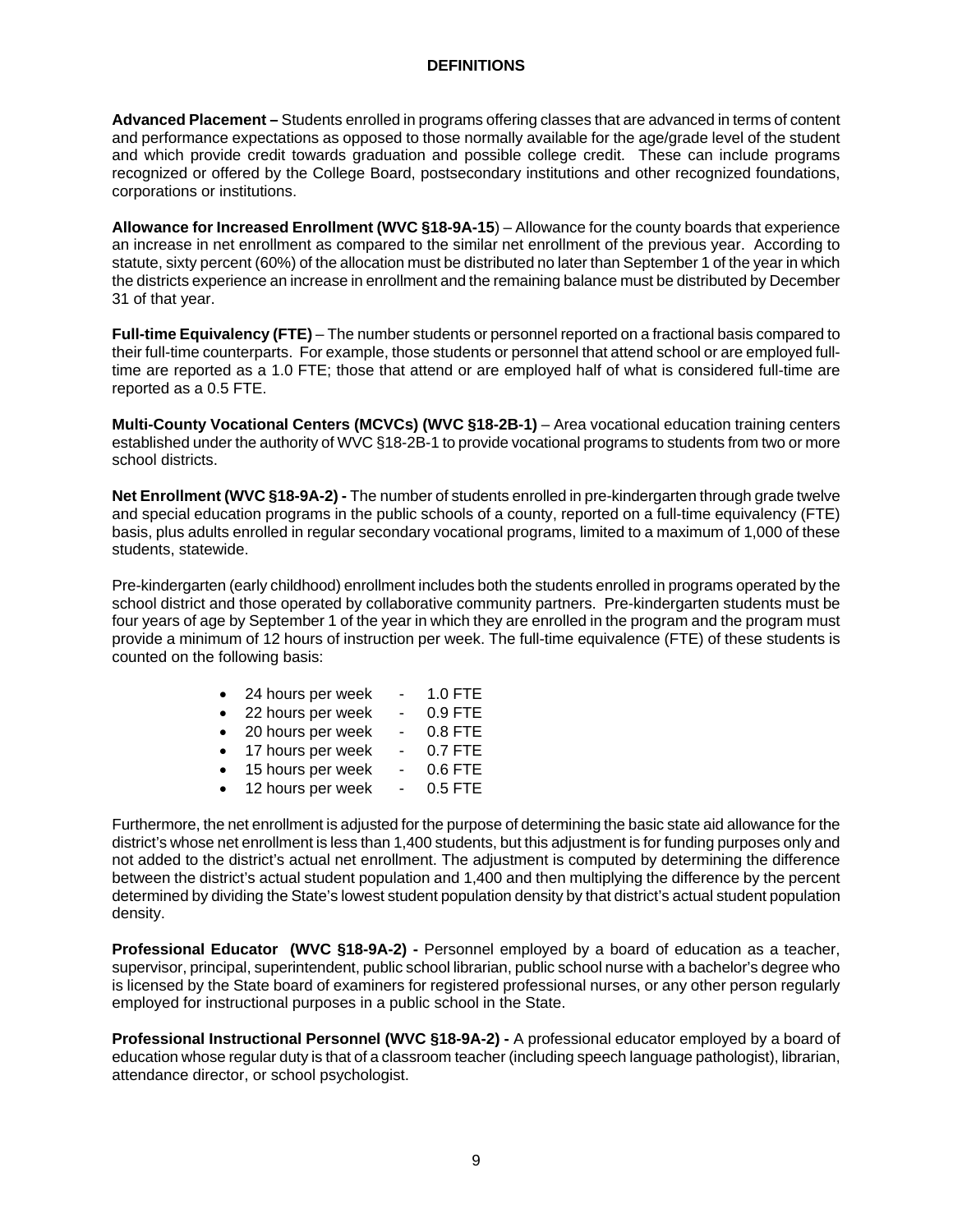# DEFINITIONS

**Advanced Placement –** Students enrolled in programs offering classes that are advanced in terms of content and performance expectations as opposed to those normally available for the age/grade level of the student and which provide credit towards graduation and possible college credit. These can include programs recognized or offered by the College Board, postsecondary institutions and other recognized foundations, corporations or institutions.

**Allowance for Increased Enrollment (WVC §18-9A-15**) – Allowance for the county boards that experience an increase in net enrollment as compared to the similar net enrollment of the previous year. According to statute, sixty percent (60%) of the allocation must be distributed no later than September 1 of the year in which the districts experience an increase in enrollment and the remaining balance must be distributed by December 31 of that year.

**Full-time Equivalency (FTE)** – The number students or personnel reported on a fractional basis compared to their full-time counterparts. For example, those students or personnel that attend school or are employed full-time are reported as a 1.0 FTE; those that attend or are employed half of what is considered full-time are reported as a 0.5 FTE.

**Multi-County Vocational Centers (MCVCs) (WVC §18-2B-1)** – Area vocational education training centers established under the authority of WVC §18-2B-1 to provide vocational programs to students from two or more school districts.

**Net Enrollment (WVC §18-9A-2) -** The number of students enrolled in pre-kindergarten through grade twelve and special education programs in the public schools of a county, reported on a full-time equivalency (FTE) basis, plus adults enrolled in regular secondary vocational programs, limited to a maximum of 1,000 of these students, statewide.

Pre-kindergarten (early childhood) enrollment includes both the students enrolled in programs operated by the school district and those operated by collaborative community partners. Pre-kindergarten students must be four years of age by September 1 of the year in which they are enrolled in the program and the program must provide a minimum of 12 hours of instruction per week. The full-time equivalence (FTE) of these students is counted on the following basis:

- 24 hours per week - 1.0 FTE
- 22 hours per week - 0.9 FTE
- 20 hours per week - 0.8 FTE
- 17 hours per week - 0.7 FTE
- 15 hours per week - 0.6 FTE
- 12 hours per week - 0.5 FTE

Furthermore, the net enrollment is adjusted for the purpose of determining the basic state aid allowance for the district's whose net enrollment is less than 1,400 students, but this adjustment is for funding purposes only and not added to the district's actual net enrollment. The adjustment is computed by determining the difference between the district's actual student population and 1,400 and then multiplying the difference by the percent determined by dividing the State's lowest student population density by that district's actual student population density.

**Professional Educator (WVC §18-9A-2) -** Personnel employed by a board of education as a teacher, supervisor, principal, superintendent, public school librarian, public school nurse with a bachelor's degree who is licensed by the State board of examiners for registered professional nurses, or any other person regularly employed for instructional purposes in a public school in the State.

**Professional Instructional Personnel (WVC §18-9A-2) -** A professional educator employed by a board of education whose regular duty is that of a classroom teacher (including speech language pathologist), librarian, attendance director, or school psychologist.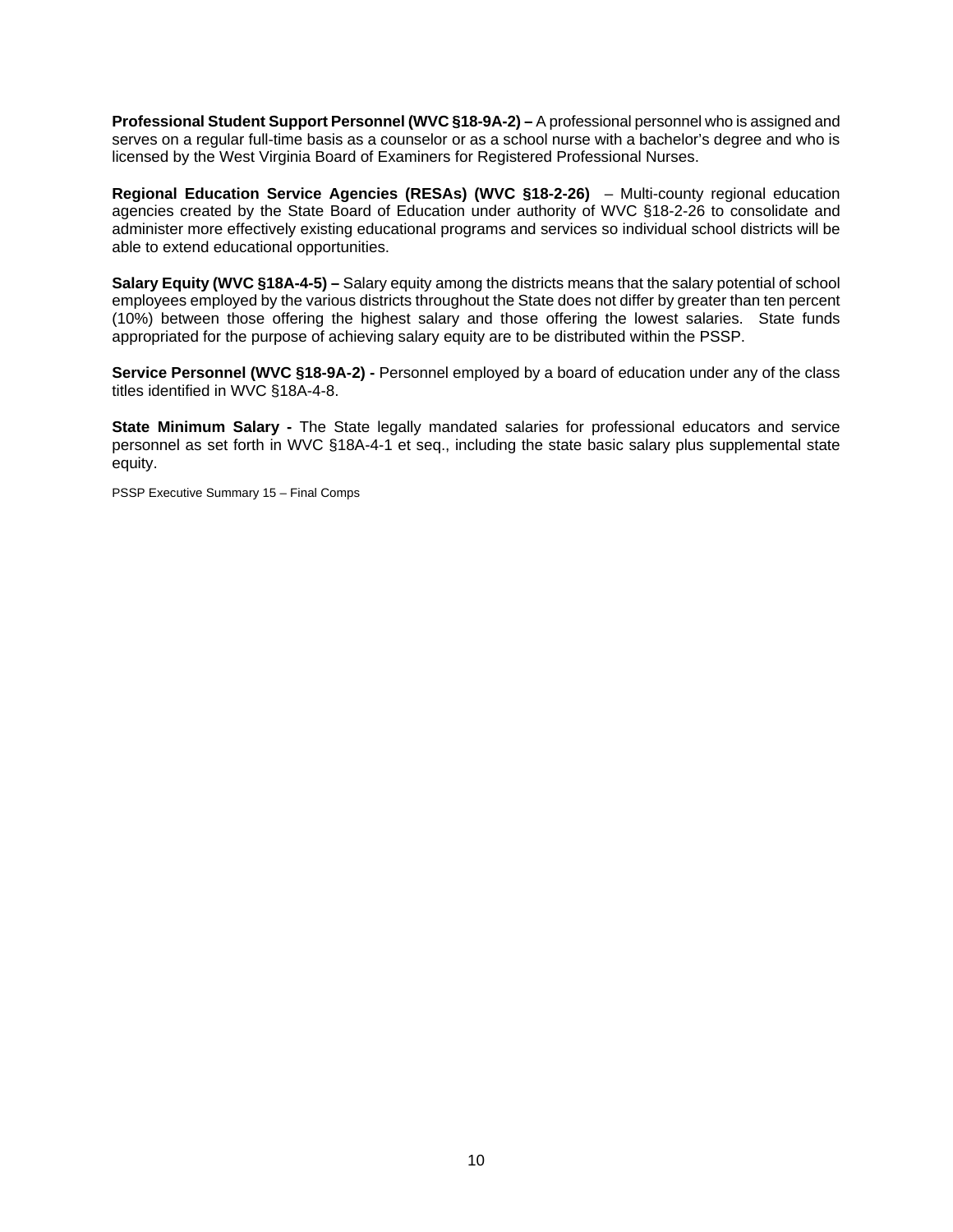**Professional Student Support Personnel (WVC §18-9A-2) –** A professional personnel who is assigned and serves on a regular full-time basis as a counselor or as a school nurse with a bachelor's degree and who is licensed by the West Virginia Board of Examiners for Registered Professional Nurses.

**Regional Education Service Agencies (RESAs) (WVC §18-2-26)** – Multi-county regional education agencies created by the State Board of Education under authority of WVC §18-2-26 to consolidate and administer more effectively existing educational programs and services so individual school districts will be able to extend educational opportunities.

**Salary Equity (WVC §18A-4-5) –** Salary equity among the districts means that the salary potential of school employees employed by the various districts throughout the State does not differ by greater than ten percent (10%) between those offering the highest salary and those offering the lowest salaries. State funds appropriated for the purpose of achieving salary equity are to be distributed within the PSSP.

**Service Personnel (WVC §18-9A-2) -** Personnel employed by a board of education under any of the class titles identified in WVC §18A-4-8.

**State Minimum Salary -** The State legally mandated salaries for professional educators and service personnel as set forth in WVC §18A-4-1 et seq., including the state basic salary plus supplemental state equity.

PSSP Executive Summary 15 – Final Comps